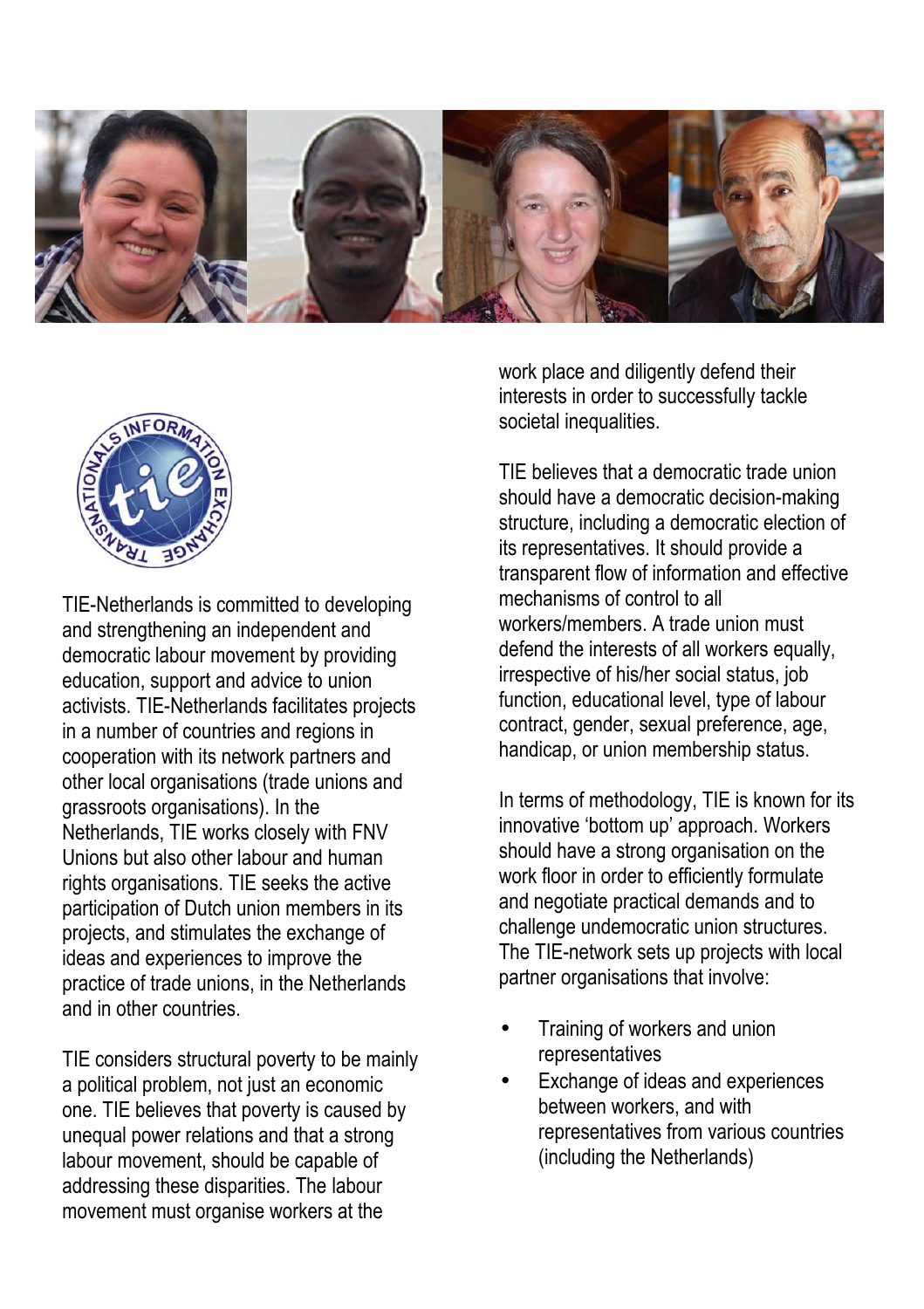TIE-Netherlands is committed to developing and strengthening an independent and democratic labour movement by providing education, support and advice to union activists. TIE-Netherlands facilitates projects in a number of countries and regions in cooperation with its network partners and other local organisations (trade unions and grassroots organisations). In the Netherlands, TIE works closely with FNV Unions but also other labour and human rights organisations. TIE seeks the active participation of Dutch union members in its projects, and stimulates the exchange of ideas and experiences to improve the practice of trade unions, in the Netherlands and in other countries.

TIE considers structural poverty to be mainly a political problem, not just an economic one. TIE believes that poverty is caused by unequal power relations and that a strong labour movement, should be capable of addressing these disparities. The labour movement must organise workers at the work place and diligently defend their interests in order to successfully tackle societal inequalities.

TIE believes that a democratic trade union should have a democratic decision-making structure, including a democratic election of its representatives. It should provide a transparent flow of information and effective mechanisms of control to all workers/members. A trade union must defend the interests of all workers equally, irrespective of his/her social status, job function, educational level, type of labour contract, gender, sexual preference, age, handicap, or union membership status.

In terms of methodology, TIE is known for its innovative 'bottom up' approach. Workers should have a strong organisation on the work floor in order to efficiently formulate and negotiate practical demands and to challenge undemocratic union structures. The TIE-network sets up projects with local partner organisations that involve:

- Training of workers and union representatives
- Exchange of ideas and experiences between workers, and with representatives from various countries (including the Netherlands)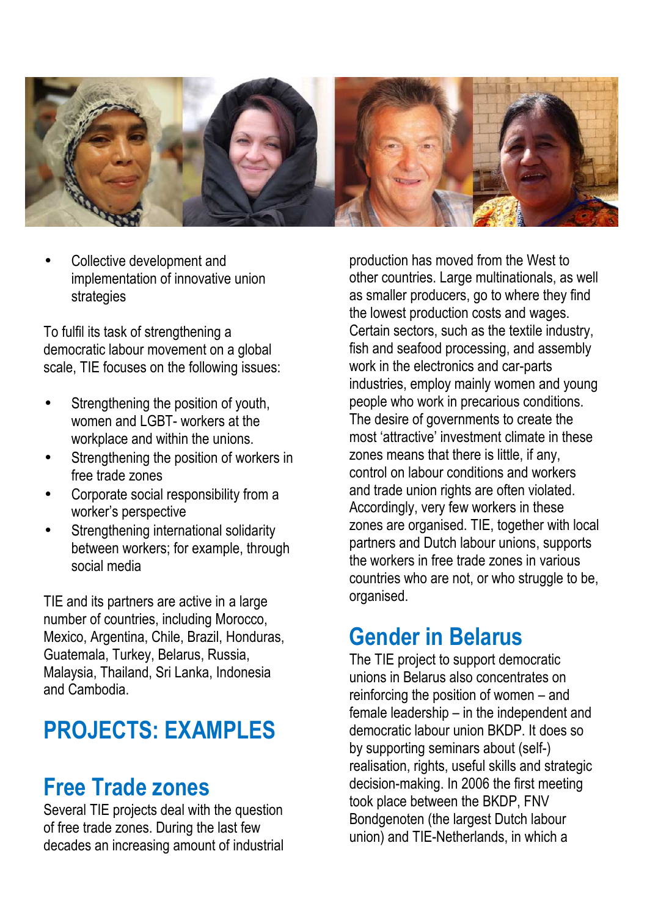- Collective development and implementation of innovative union strategies

To fulfil its task of strengthening a democratic labour movement on a global scale, TIE focuses on the following issues:

- Strengthening the position of youth, women and LGBT- workers at the workplace and within the unions.
- Strengthening the position of workers in free trade zones
- Corporate social responsibility from a worker's perspective
- Strengthening international solidarity between workers; for example, through social media

TIE and its partners are active in a large number of countries, including Morocco, Mexico, Argentina, Chile, Brazil, Honduras, Guatemala, Turkey, Belarus, Russia, Malaysia, Thailand, Sri Lanka, Indonesia and Cambodia.

# PROJECTS: EXAMPLES

## Free Trade zones

Several TIE projects deal with the question of free trade zones. During the last few decades an increasing amount of industrial production has moved from the West to other countries. Large multinationals, as well as smaller producers, go to where they find the lowest production costs and wages. Certain sectors, such as the textile industry, fish and seafood processing, and assembly work in the electronics and car-parts industries, employ mainly women and young people who work in precarious conditions. The desire of governments to create the most 'attractive' investment climate in these zones means that there is little, if any, control on labour conditions and workers and trade union rights are often violated. Accordingly, very few workers in these zones are organised. TIE, together with local partners and Dutch labour unions, supports the workers in free trade zones in various countries who are not, or who struggle to be, organised.

## Gender in Belarus

The TIE project to support democratic unions in Belarus also concentrates on reinforcing the position of women – and female leadership – in the independent and democratic labour union BKDP. It does so by supporting seminars about (self-) realisation, rights, useful skills and strategic decision-making. In 2006 the first meeting took place between the BKDP, FNV Bondgenoten (the largest Dutch labour union) and TIE-Netherlands, in which a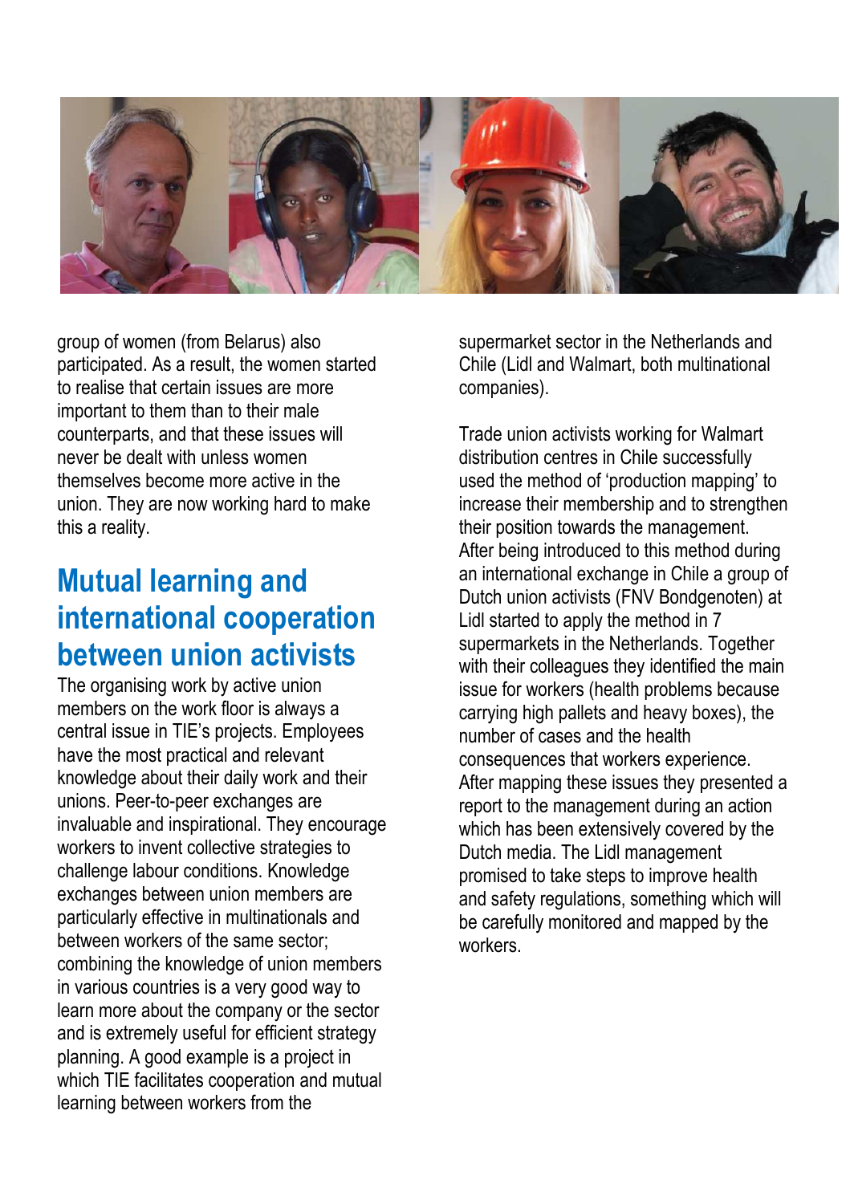group of women (from Belarus) also participated. As a result, the women started to realise that certain issues are more important to them than to their male counterparts, and that these issues will never be dealt with unless women themselves become more active in the union. They are now working hard to make this a reality.

## Mutual learning and international cooperation between union activists

The organising work by active union members on the work floor is always a central issue in TIE's projects. Employees have the most practical and relevant knowledge about their daily work and their unions. Peer-to-peer exchanges are invaluable and inspirational. They encourage workers to invent collective strategies to challenge labour conditions. Knowledge exchanges between union members are particularly effective in multinationals and between workers of the same sector; combining the knowledge of union members in various countries is a very good way to learn more about the company or the sector and is extremely useful for efficient strategy planning. A good example is a project in which TIE facilitates cooperation and mutual learning between workers from the supermarket sector in the Netherlands and Chile (Lidl and Walmart, both multinational companies).

Trade union activists working for Walmart distribution centres in Chile successfully used the method of 'production mapping' to increase their membership and to strengthen their position towards the management. After being introduced to this method during an international exchange in Chile a group of Dutch union activists (FNV Bondgenoten) at Lidl started to apply the method in 7 supermarkets in the Netherlands. Together with their colleagues they identified the main issue for workers (health problems because carrying high pallets and heavy boxes), the number of cases and the health consequences that workers experience. After mapping these issues they presented a report to the management during an action which has been extensively covered by the Dutch media. The Lidl management promised to take steps to improve health and safety regulations, something which will be carefully monitored and mapped by the workers.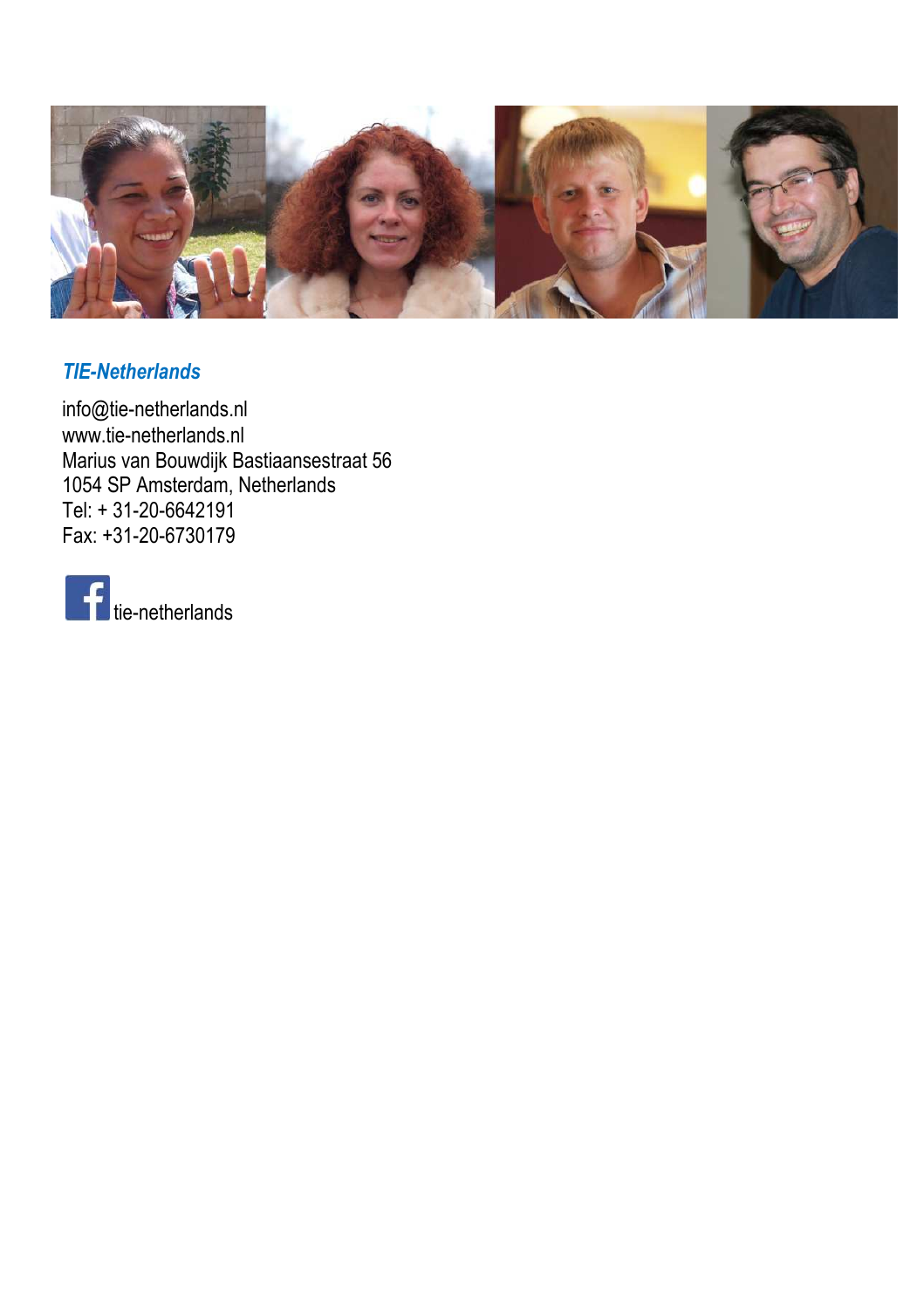***TIE-Netherlands***

info@tie-netherlands.nl
www.tie-netherlands.nl
Marius van Bouwdijk Bastiaansestraat 56
1054 SP Amsterdam, Netherlands
Tel: + 31-20-6642191
Fax: +31-20-6730179

tie-netherlands